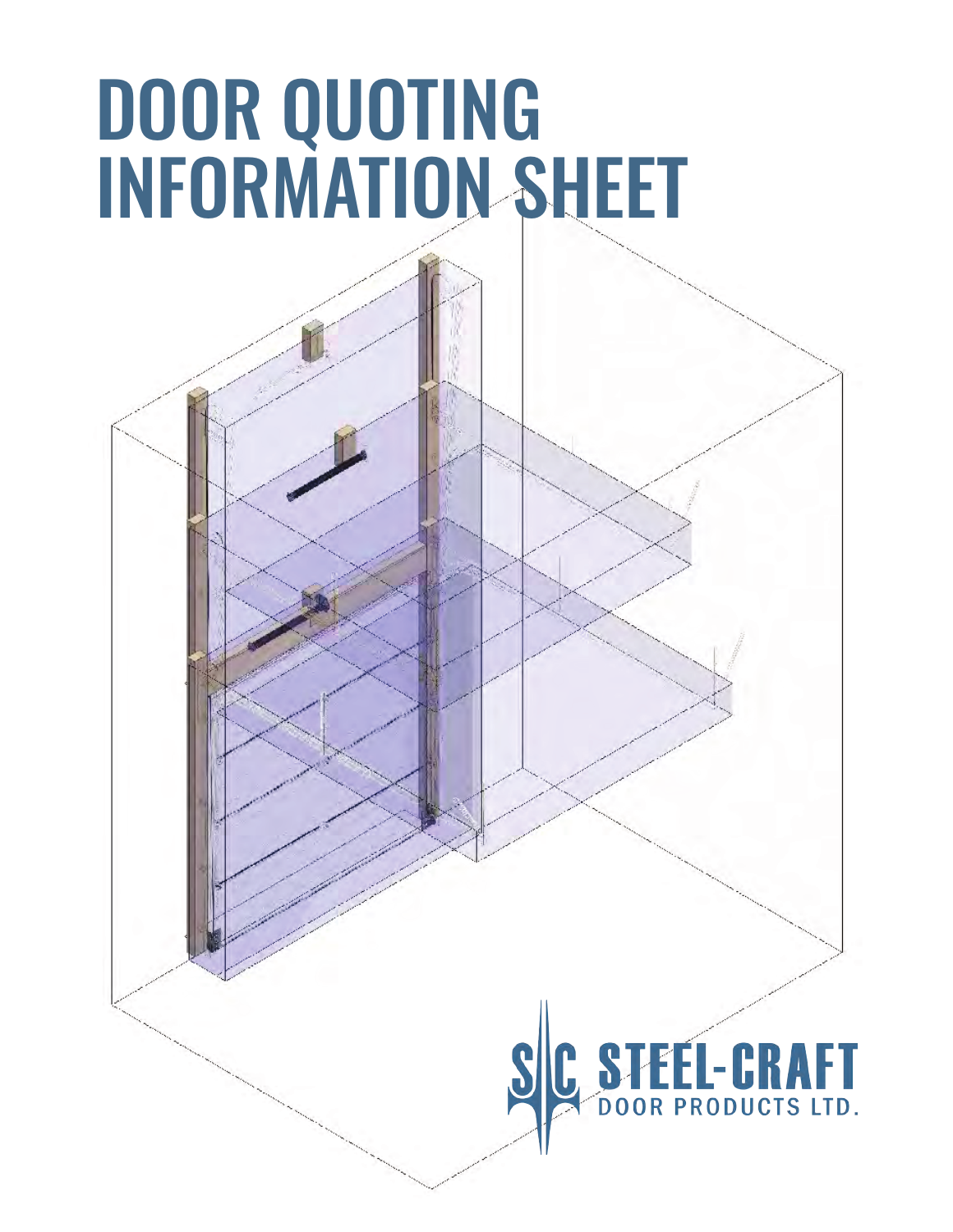# DOOR QUOTING INFORMATION SHEET

STEEL-CRAFT
DOOR PRODUCTS LTD.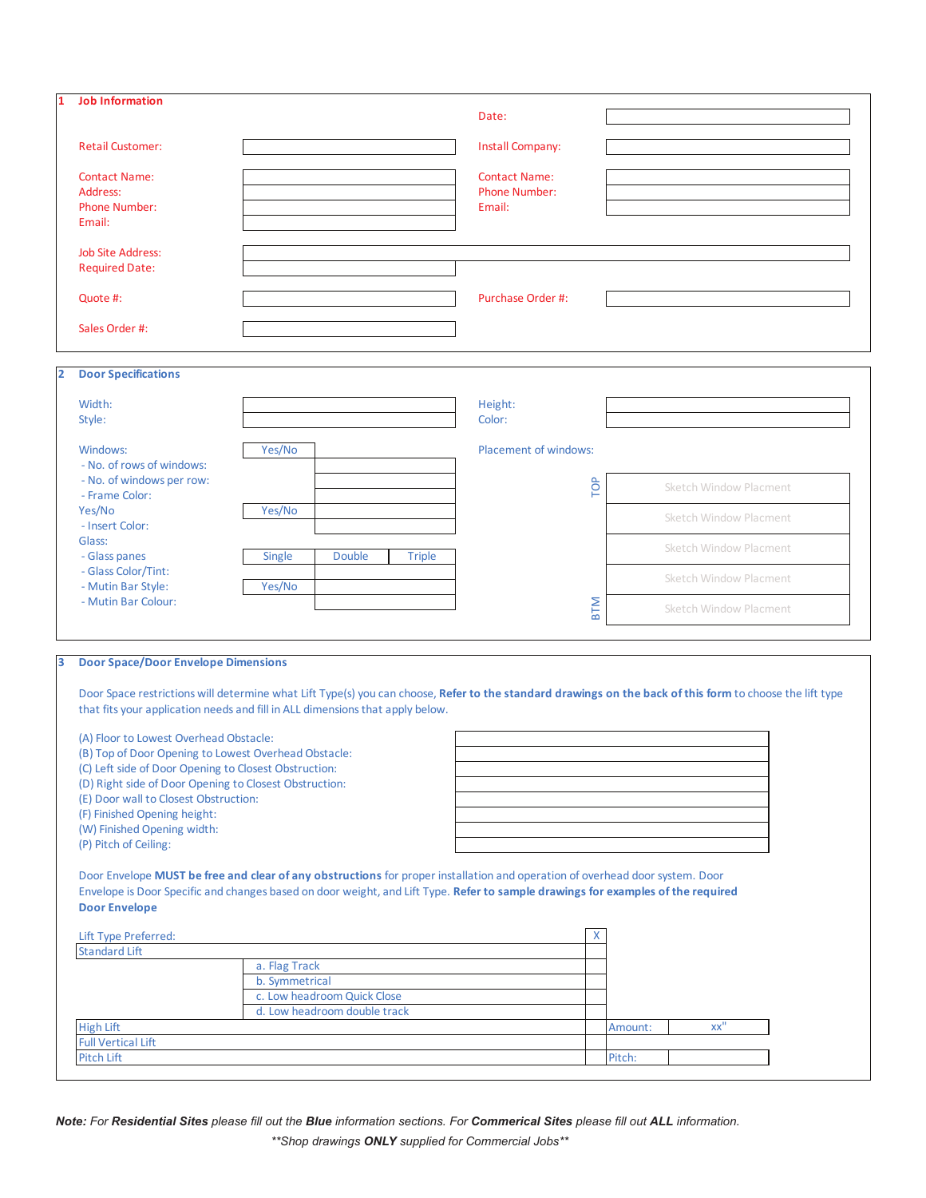## 1 Job Information

| | | | |
|---|---|---|---|
| | | Date: | |
| Retail Customer: | | Install Company: | |
| Contact Name: | | Contact Name: | |
| Address: | | Phone Number: | |
| Phone Number: | | Email: | |
| Email: | | | |
| Job Site Address: | | | |
| Required Date: | | | |
| Quote #: | | Purchase Order #: | |
| Sales Order #: | | | |

## 2 Door Specifications

| | | | | |
|---|---|---|---|---|
| Width: | | | Height: | |
| Style: | | | Color: | |

| | | | |
|---|---|---|---|
| Windows: | Yes/No | | |
| - No. of rows of windows: | | | |
| - No. of windows per row: | | | |
| - Frame Color: | | | |
| Yes/No | Yes/No | | |
| - Insert Color: | | | |
| Glass: | | | |
| - Glass panes | Single | Double | Triple |
| - Glass Color/Tint: | | | |
| - Mutin Bar Style: | Yes/No | | |
| - Mutin Bar Colour: | | | |

Placement of windows:

| | |
|---|---|
| TOP | Sketch Window Placment |
| | Sketch Window Placment |
| | Sketch Window Placment |
| | Sketch Window Placment |
| BTM | Sketch Window Placment |

## 3 Door Space/Door Envelope Dimensions

Door Space restrictions will determine what Lift Type(s) you can choose, **Refer to the standard drawings on the back of this form** to choose the lift type that fits your application needs and fill in ALL dimensions that apply below.

| | |
|---|---|
| (A) Floor to Lowest Overhead Obstacle: | |
| (B) Top of Door Opening to Lowest Overhead Obstacle: | |
| (C) Left side of Door Opening to Closest Obstruction: | |
| (D) Right side of Door Opening to Closest Obstruction: | |
| (E) Door wall to Closest Obstruction: | |
| (F) Finished Opening height: | |
| (W) Finished Opening width: | |
| (P) Pitch of Ceiling: | |

Door Envelope **MUST be free and clear of any obstructions** for proper installation and operation of overhead door system. Door Envelope is Door Specific and changes based on door weight, and Lift Type. **Refer to sample drawings for examples of the required Door Envelope**

| Lift Type Preferred: | | X | | |
|---|---|---|---|---|
| Standard Lift | | | | |
| | a. Flag Track | | | |
| | b. Symmetrical | | | |
| | c. Low headroom Quick Close | | | |
| | d. Low headroom double track | | | |
| High Lift | | | Amount: | xx" |
| Full Vertical Lift | | | | |
| Pitch Lift | | | Pitch: | |

***Note:** For **Residential Sites** please fill out the **Blue** information sections. For **Commerical Sites** please fill out **ALL** information.*

*\*\*Shop drawings **ONLY** supplied for Commercial Jobs\*\**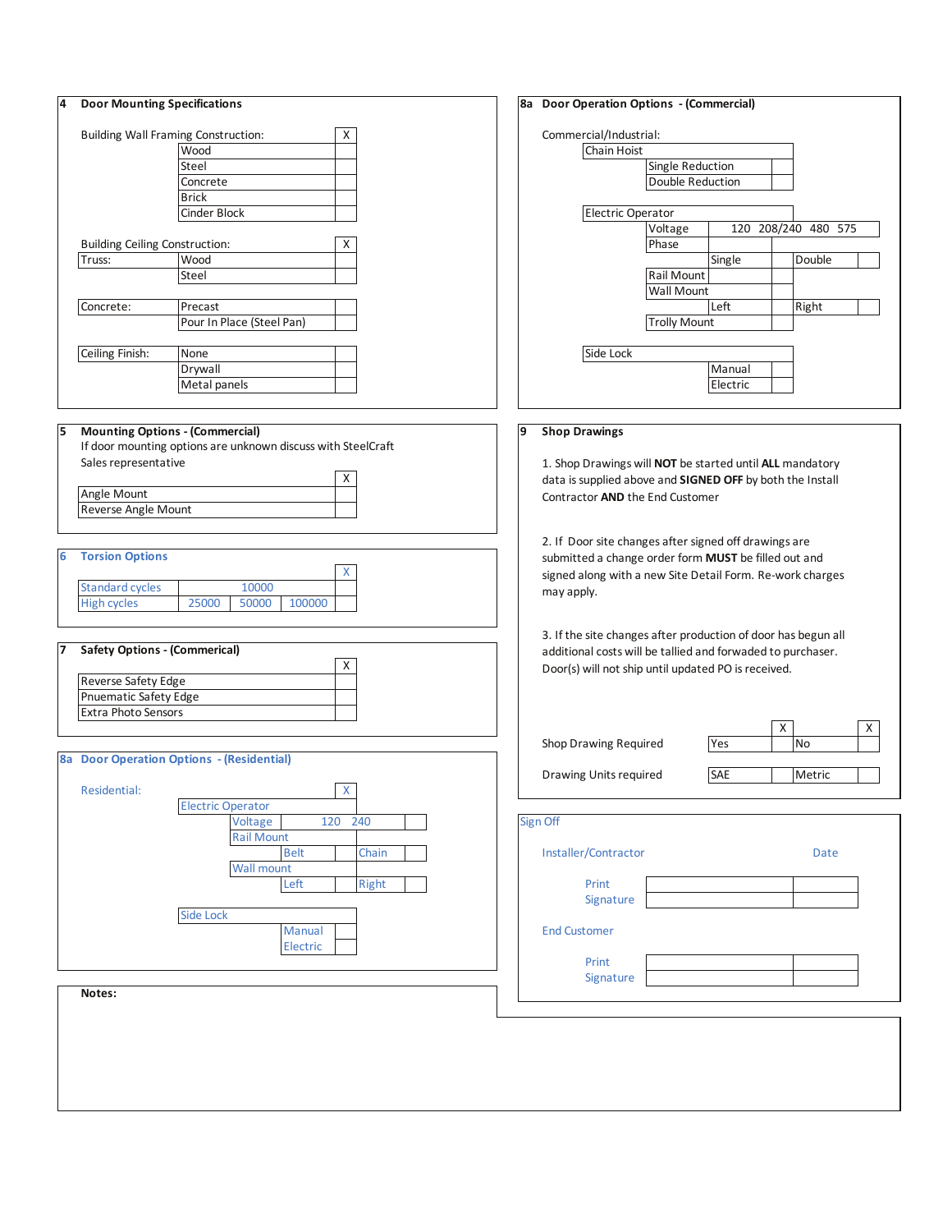## 4 Door Mounting Specifications

| Building Wall Framing Construction: | | X |
|---|---|---|
| | Wood | |
| | Steel | |
| | Concrete | |
| | Brick | |
| | Cinder Block | |

| Building Ceiling Construction: | | X |
|---|---|---|
| Truss: | Wood | |
| | Steel | |
| Concrete: | Precast | |
| | Pour In Place (Steel Pan) | |
| Ceiling Finish: | None | |
| | Drywall | |
| | Metal panels | |

## 5 Mounting Options - (Commercial)

If door mounting options are unknown discuss with SteelCraft Sales representative

| | X |
|---|---|
| Angle Mount | |
| Reverse Angle Mount | |

## 6 Torsion Options

| | | | | X |
|---|---|---|---|---|
| Standard cycles | 10000 | | | |
| High cycles | 25000 | 50000 | 100000 | |

## 7 Safety Options - (Commerical)

| | X |
|---|---|
| Reverse Safety Edge | |
| Pnuematic Safety Edge | |
| Extra Photo Sensors | |

## 8a Door Operation Options - (Residential)

| Residential: | | | | | X |
|---|---|---|---|---|---|
| | Electric Operator | | | | |
| | | Voltage | 120 240 | | |
| | | Rail Mount | | | |
| | | | Belt | Chain | |
| | | Wall mount | | | |
| | | | Left | Right | |
| | Side Lock | | | | |
| | | | Manual | | |
| | | | Electric | | |

## 8a Door Operation Options - (Commercial)

Commercial/Industrial:

| | | | | | |
|---|---|---|---|---|---|
| Chain Hoist | | | | | |
| | Single Reduction | | | | |
| | Double Reduction | | | | |
| Electric Operator | | | | | |
| | Voltage | 120 208/240 480 575 | | | |
| | Phase | | | | |
| | | Single | | Double | |
| | Rail Mount | | | | |
| | Wall Mount | | | | |
| | | Left | | Right | |
| | Trolly Mount | | | | |
| Side Lock | | | | | |
| | | Manual | | | |
| | | Electric | | | |

## 9 Shop Drawings

1. Shop Drawings will **NOT** be started until **ALL** mandatory data is supplied above and **SIGNED OFF** by both the Install Contractor **AND** the End Customer

2. If Door site changes after signed off drawings are submitted a change order form **MUST** be filled out and signed along with a new Site Detail Form. Re-work charges may apply.

3. If the site changes after production of door has begun all additional costs will be tallied and forwaded to purchaser. Door(s) will not ship until updated PO is received.

| | | X | | X |
|---|---|---|---|---|
| Shop Drawing Required | Yes | | No | |
| Drawing Units required | SAE | | Metric | |

## Sign Off

| Installer/Contractor | | Date |
|---|---|---|
| Print | | |
| Signature | | |

| End Customer | | |
|---|---|---|
| Print | | |
| Signature | | |

**Notes:**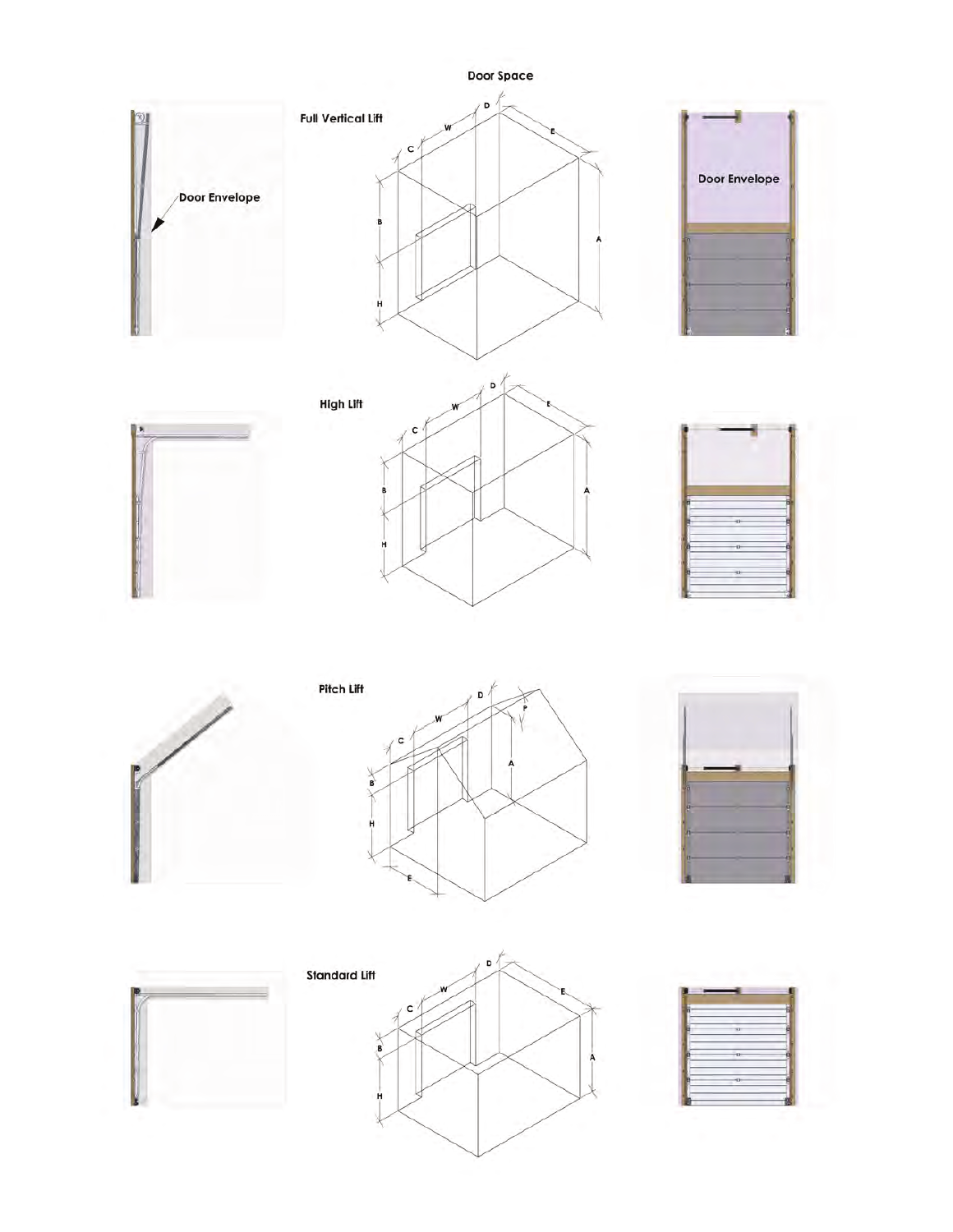## Door Space

### Full Vertical Lift

Door Envelope

D

W

E

C

B

A

H

Door Envelope

### High Lift

D

W

E

C

B

A

H

### Pitch Lift

D

W

C

P

A

B

H

E

### Standard Lift

D

W

E

C

B

A

H